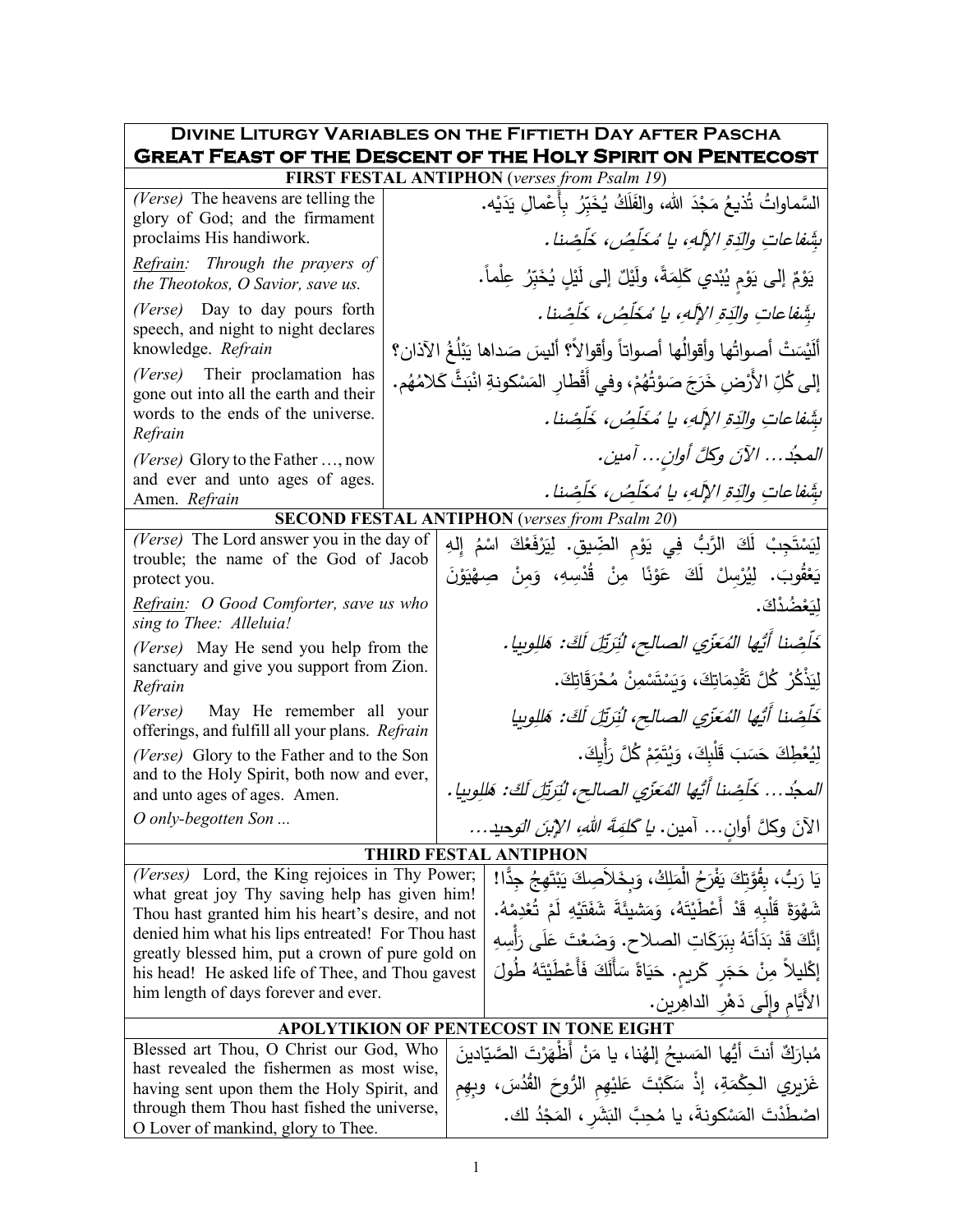# Divine Liturgy Variables on the Fiftieth Day after Pascha

## Great Feast of the Descent of the Holy Spirit on Pentecost

### FIRST FESTAL ANTIPHON (*verses from Psalm 19*)

| English | Arabic |
|---|---|
| *(Verse)* The heavens are telling the glory of God; and the firmament proclaims His handiwork. | السَّماواتُ تُذيعُ مَجْدَ اللهِ، والفَلَكُ يُخَبِّرُ بِأَعْمالِ يَدَيْه. |
| *Refrain: Through the prayers of the Theotokos, O Savior, save us.* | *بِشَفاعاتِ والِدَةِ الإِلَهِ، يا مُخَلِّصُ، خَلِّصْنا.* |
| *(Verse)* Day to day pours forth speech, and night to night declares knowledge. *Refrain* | يَوْمٌ إِلى يَوْمٍ يُبْدي كَلِمَةً، ولَيْلٌ إِلى لَيْلٍ يُخَبِّرُ عِلْماً. *بِشَفاعاتِ والِدَةِ الإِلَهِ، يا مُخَلِّصُ، خَلِّصْنا.* |
| *(Verse)* Their proclamation has gone out into all the earth and their words to the ends of the universe. *Refrain* | أَلَيْسَتْ أَصواتُها وأَقوالُها أَصواتاً وأَقوالاً؟ أَليسَ صَداها يَبْلُغُ الآذان؟ إِلى كُلِّ الأَرْضِ خَرَجَ صَوْتُهُمْ، وفي أَقْطارِ المَسْكونةِ انْبَثَّ كَلامُهُم. *بِشَفاعاتِ والِدَةِ الإِلَهِ، يا مُخَلِّصُ، خَلِّصْنا.* |
| *(Verse)* Glory to the Father …, now and ever and unto ages of ages. Amen. *Refrain* | *المجدُ... الآنَ وكلَّ أوانٍ... آمين.* *بِشَفاعاتِ والِدَةِ الإِلَهِ، يا مُخَلِّصُ، خَلِّصْنا.* |

### SECOND FESTAL ANTIPHON (*verses from Psalm 20*)

| English | Arabic |
|---|---|
| *(Verse)* The Lord answer you in the day of trouble; the name of the God of Jacob protect you. | لِيَسْتَجِبْ لَكَ الرَّبُّ فِي يَوْمِ الضِّيقِ. لِيَرْفَعْكَ اسْمُ إِلهِ يَعْقُوبَ. لِيُرْسِلْ لَكَ عَوْنًا مِنْ قُدْسِهِ، وَمِنْ صِهْيَوْنَ لِيَعْضُدْكَ. |
| *Refrain: O Good Comforter, save us who sing to Thee: Alleluia!* | *خَلِّصْنا أَيُّها المُعَزّي الصالح، لِنُرَتِّلَ لَكَ: هَلِلويا.* |
| *(Verse)* May He send you help from the sanctuary and give you support from Zion. *Refrain* | لِيَذْكُرْ كُلَّ تَقْدِمَاتِكَ، وَيَسْتَسْمِنْ مُحْرَقَاتِكَ. |
| *(Verse)* May He remember all your offerings, and fulfill all your plans. *Refrain* | *خَلِّصْنا أَيُّها المُعَزّي الصالح، لِنُرَتِّلَ لَكَ: هَلِلويا* لِيُعْطِكَ حَسَبَ قَلْبِكَ، وَيُتَمِّمْ كُلَّ رَأْيِكَ. |
| *(Verse)* Glory to the Father and to the Son and to the Holy Spirit, both now and ever, and unto ages of ages. Amen. | *المجدُ... خَلِّصْنا أَيُّها المُعَزّي الصالح، لِنُرَتِّلَ لَكَ: هَلِلويا.* |
| *O only-begotten Son ...* | الآنَ وكلَّ أوانٍ... آمين. *يا كَلِمَةَ اللهِ، الإِبنَ الوحيد...* |

### THIRD FESTAL ANTIPHON

| English | Arabic |
|---|---|
| *(Verses)* Lord, the King rejoices in Thy Power; what great joy Thy saving help has given him! Thou hast granted him his heart's desire, and not denied him what his lips entreated! For Thou hast greatly blessed him, put a crown of pure gold on his head! He asked life of Thee, and Thou gavest him length of days forever and ever. | يَا رَبُّ، بِقُوَّتِكَ يَفْرَحُ الْمَلِكُ، وَبِخَلاَصِكَ يَبْتَهِجُ جِدًّا! شَهْوَةَ قَلْبِهِ قَدْ أَعْطَيْتَهُ، وَمَشيئَةَ شَفَتَيْهِ لَمْ تُعْدِمْهُ. إِنَّكَ قَدْ بَدَأْتَهُ بِبَرَكَاتِ الصلاح. وَضَعْتَ عَلَى رَأْسِهِ إِكْليلاً مِنْ حَجَرٍ كَرِيمٍ. حَيَاةً سَأَلَكَ فَأَعْطَيْتَهُ طُولَ الأَيَّامِ وإِلَى دَهْرِ الداهِرين. |

### APOLYTIKION OF PENTECOST IN TONE EIGHT

| English | Arabic |
|---|---|
| Blessed art Thou, O Christ our God, Who hast revealed the fishermen as most wise, having sent upon them the Holy Spirit, and through them Thou hast fished the universe, O Lover of mankind, glory to Thee. | مُبارَكٌ أنتَ أيُّها المَسيحُ إلهُنا، يا مَنْ أَظْهَرْتَ الصَّيّادينَ غَزيري الحِكْمَةِ، إِذْ سَكَبْتَ عَلَيْهِمِ الرُّوحَ القُدُسَ، وبِهِمِ اصْطَدْتَ المَسْكونةَ، يا مُحِبَّ البَشَرِ، المَجْدُ لك. |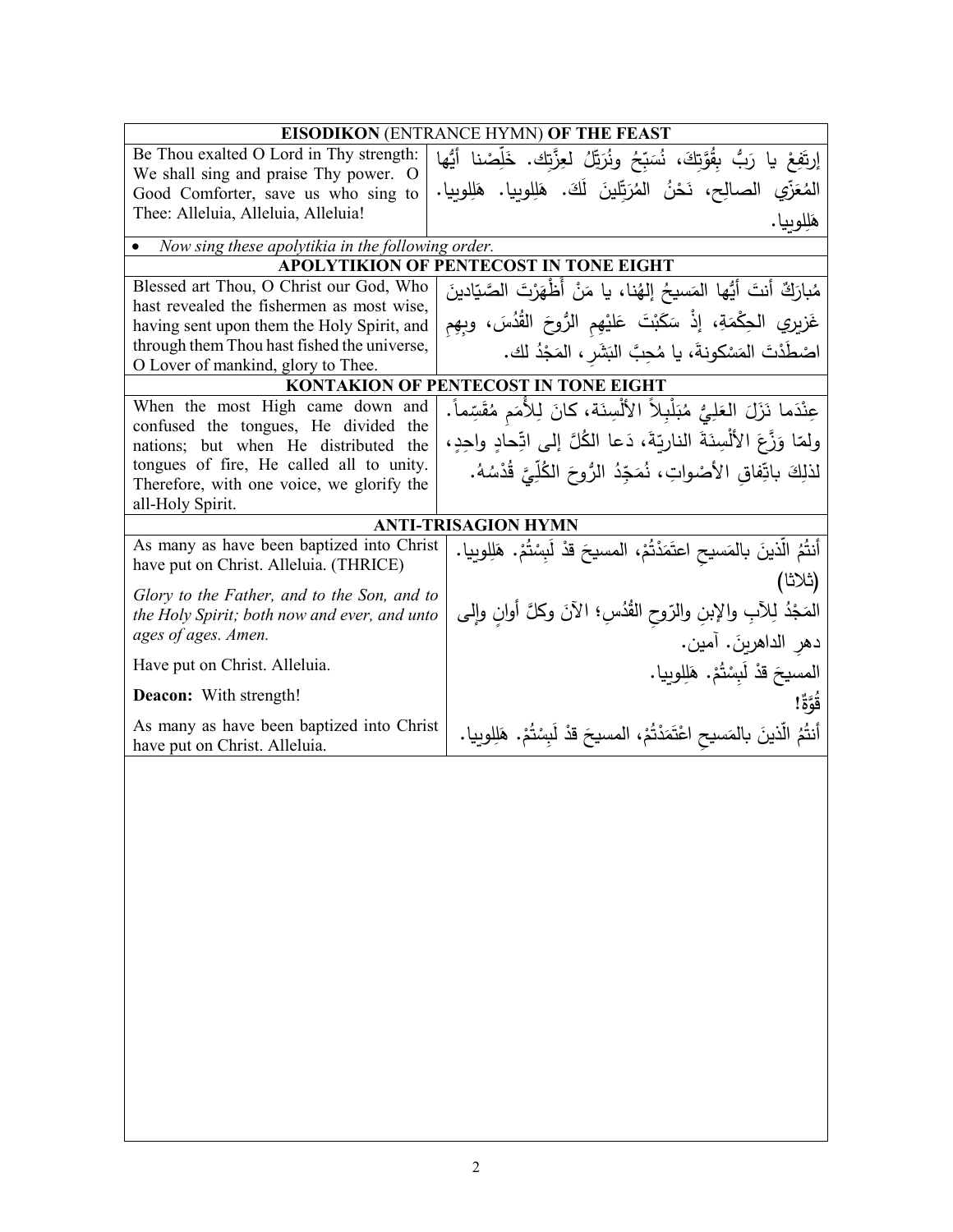| **EISODIKON** (ENTRANCE HYMN) **OF THE FEAST** | |
|---|---|
| Be Thou exalted O Lord in Thy strength: We shall sing and praise Thy power. O Good Comforter, save us who sing to Thee: Alleluia, Alleluia, Alleluia! | إرتَفِعْ يا رَبُّ بِقُوَّتِكَ، نُسَبِّحُ ونُرَتِّلُ لعِزَّتِك. خَلِّصْنا أيُّها المُعَزِّي الصالِح، نَحْنُ المُرَتِّلينَ لَكَ. هَلِلوييا. هَلِلوييا. هَلِلوييا. |
| • *Now sing these apolytikia in the following order.* | |
| **APOLYTIKION OF PENTECOST IN TONE EIGHT** | |
| Blessed art Thou, O Christ our God, Who hast revealed the fishermen as most wise, having sent upon them the Holy Spirit, and through them Thou hast fished the universe, O Lover of mankind, glory to Thee. | مُبارَكٌ أنتَ أيُّها المَسيحُ إلهُنا، يا مَنْ أَظْهَرْتَ الصَّيّادينَ غَزيري الحِكْمَةِ، إذْ سَكَبْتَ عَلَيْهِمِ الرُّوحَ القُدُسَ، وبِهِمِ اصْطَدْتَ المَسْكونةَ، يا مُحِبَّ البَشَرِ، المَجْدُ لك. |
| **KONTAKION OF PENTECOST IN TONE EIGHT** | |
| When the most High came down and confused the tongues, He divided the nations; but when He distributed the tongues of fire, He called all to unity. Therefore, with one voice, we glorify the all-Holy Spirit. | عِنْدَما نَزَلَ العَلِيُّ مُبَلْبِلاً الألْسِنَة، كانَ لِلأُمَمِ مُقَسِّماً. ولمّا وَزَّعَ الألْسِنَةَ النارِيّةَ، دَعا الكُلَّ إلى اتِّحادٍ واحِدٍ، لذلِكَ باتِّفاقِ الأصْواتِ، نُمَجِّدُ الرُّوحَ الكُلِّيَّ قُدْسُهُ. |
| **ANTI-TRISAGION HYMN** | |
| As many as have been baptized into Christ have put on Christ. Alleluia. (THRICE) | أنتُمُ الّذينَ بالمَسيحِ اعتَمَدْتُمْ، المسيحَ قدْ لَبِسْتُمْ. هَلِلوييا. (ثلاثا) |
| *Glory to the Father, and to the Son, and to the Holy Spirit; both now and ever, and unto ages of ages. Amen.* | المَجْدُ لِلآبِ والإبنِ والرّوحِ القُدُسِ؛ الآنَ وكلَّ أوانٍ وإلى دهرِ الداهرينَ. آمين. |
| Have put on Christ. Alleluia. | المسيحَ قدْ لَبِسْتُمْ. هَلِلوييا. |
| **Deacon:** With strength! | قُوَّةٌ! |
| As many as have been baptized into Christ have put on Christ. Alleluia. | أنتُمُ الّذينَ بالمَسيحِ اعْتَمَدْتُمْ، المسيحَ قدْ لَبِسْتُمْ. هَلِلوييا. |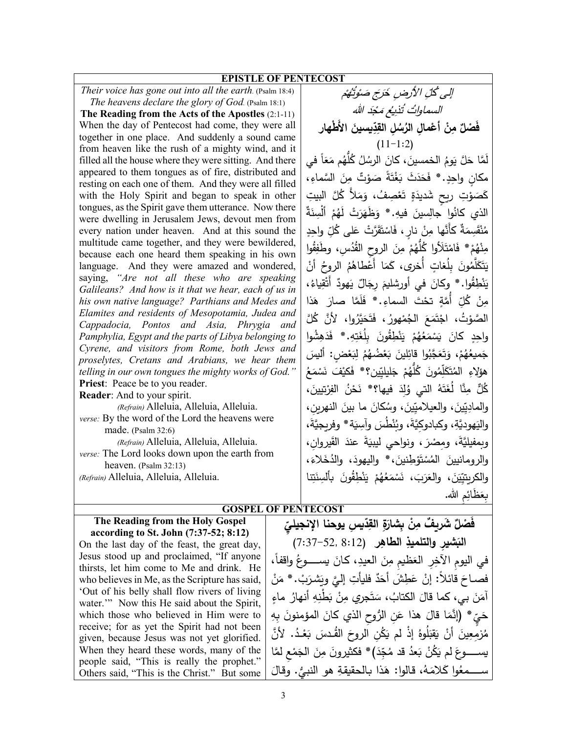## EPISTLE OF PENTECOST

*Their voice has gone out into all the earth.* (Psalm 18:4)
*The heavens declare the glory of God.* (Psalm 18:1)

**The Reading from the Acts of the Apostles** (2:1-11)

When the day of Pentecost had come, they were all together in one place. And suddenly a sound came from heaven like the rush of a mighty wind, and it filled all the house where they were sitting. And there appeared to them tongues as of fire, distributed and resting on each one of them. And they were all filled with the Holy Spirit and began to speak in other tongues, as the Spirit gave them utterance. Now there were dwelling in Jerusalem Jews, devout men from every nation under heaven. And at this sound the multitude came together, and they were bewildered, because each one heard them speaking in his own language. And they were amazed and wondered, saying, *"Are not all these who are speaking Galileans? And how is it that we hear, each of us in his own native language? Parthians and Medes and Elamites and residents of Mesopotamia, Judea and Cappadocia, Pontos and Asia, Phrygia and Pamphylia, Egypt and the parts of Libya belonging to Cyrene, and visitors from Rome, both Jews and proselytes, Cretans and Arabians, we hear them telling in our own tongues the mighty works of God."*

**Priest**: Peace be to you reader.
**Reader**: And to your spirit.

*(Refrain)* Alleluia, Alleluia, Alleluia.
*verse:* By the word of the Lord the heavens were made. (Psalm 32:6)
*(Refrain)* Alleluia, Alleluia, Alleluia.
*verse:* The Lord looks down upon the earth from heaven. (Psalm 32:13)
*(Refrain)* Alleluia, Alleluia, Alleluia.

*إلى كُلِّ الأرضِ خَرَجَ صَوْتُهُمْ*
*السماواتُ تُذيعُ مَجْدَ الله*

**فَصْلٌ مِنْ أعْمالِ الرُّسُلِ القِدِّيسينَ الأَطْهار**
(2:1-11)

لَمَّا حَلَّ يَومُ الخمسينَ، كانَ الرسُلُ كُلُّهُم مَعَاً في مكانٍ واحِدٍ.* فَحَدَثَ بَغْتَةً صَوْتٌ مِنَ السَّماءِ، كَصَوْتِ ريحٍ شَديدَةٍ تَعْصِفُ، وَمَلأَ كُلَّ البيتِ الذي كانُوا جالِسينَ فيهِ.* وَظَهَرَتْ لَهُمْ أَلْسِنَةٌ مُنْقَسِمَةٌ كأنَّها مِنْ نارٍ، فَاسْتَقَرَّتْ عَلى كُلِّ واحِدٍ مِنْهُمْ* فَامْتَلأوا كُلُّهُمْ مِنَ الروحِ القُدُسِ، وطَفِقُوا يَتَكَلَّمُونَ بِلُغاتٍ أُخرى، كَمَا أَعْطاهُمُ الروحُ أَنْ يَنْطِقُوا.* وكانَ في أورشليمَ رِجَالٌ يَهودٌ أَتْقِياءُ، مِنْ كُلِّ أُمَّةٍ تحْتَ السماءِ.* فَلَمَّا صارَ هَذا الصَّوْتُ، اجْتَمَعَ الجُمْهورُ، فَتَحَيَّرُوا، لأنَّ كُلَّ واحِدٍ كانَ يَسْمَعُهُمْ يَنْطِقُونَ بِلُغَتِهِ.* فَدَهِشُوا جَميعُهُمْ، وَتَعَجَّبُوا قائِلِينَ بَعْضُهُمْ لِبَعْضٍ: أَليسَ هؤلاءِ المُتَكَلِّمُونَ كُلُّهُمْ جَليليّين؟* فَكَيْفَ نَسْمَعُ كُلٌّ مِنَّا لُغَتَهُ التي وُلِدَ فيها؟* نَحْنُ الفِرْتيينَ، والمادِيّينَ، والعيلامِيّينَ، وسُكانَ ما بينَ النهرين، واليَهوديَّةِ، وكبادوكيَّةَ، وبُنْطُسَ وآسِيَةَ* وفريجيَّةَ، وبمفيليَّةَ، ومِصْرَ، ونواحي ليبيَةَ عندَ القَيروانِ، والرومانيينَ المُسْتَوْطِنينَ،* واليهودَ، والدُخَلاءَ، والكريتيّينَ، والعَرَبَ، نَسْمَعُهُمْ يَنْطِقُونَ بألسِنَتِنا بِعَظَائِمِ الله.

## GOSPEL OF PENTECOST

**The Reading from the Holy Gospel according to St. John (7:37-52; 8:12)**

On the last day of the feast, the great day, Jesus stood up and proclaimed, "If anyone thirsts, let him come to Me and drink. He who believes in Me, as the Scripture has said, 'Out of his belly shall flow rivers of living water.'" Now this He said about the Spirit, which those who believed in Him were to receive; for as yet the Spirit had not been given, because Jesus was not yet glorified. When they heard these words, many of the people said, "This is really the prophet." Others said, "This is the Christ." But some

**فَصْلٌ شَريفٌ مِنْ بِشارَةِ القِدّيسِ يوحنا الإنجيليِّ البَشيرِ والتلميذِ الطاهِر** (7:37-52, 8:12)

في اليومِ الآخِرِ العَظيمِ مِنَ العيدِ، كانَ يســـوعُ واقفاً، فصــاحَ قائلاً: إنْ عَطِشَ أَحَدٌ فليأتِ إليَّ ويَشرَبْ.* مَنْ آمَنَ بي، كما قالَ الكتابُ، سَتَجري مِنْ بَطْنِهِ أنهارُ ماءٍ حَيٍّ* (إنَّمَا قالَ هذا عَنِ الرُّوحِ الذي كانَ المؤمنونَ بِهِ مُزْمِعِينَ أنْ يَقبَلُوهُ إذْ لم يَكُنِ الروحَ القُدسَ بَعْدُ. لأنَّ يســـوعَ لم يَكُنْ بَعدُ قد مُجِّدَ)* فكثيرونَ مِنَ الجَمْعِ لمَّا ســـمِعُوا كَلامَهُ، قالوا: هَذا بالحقيقةِ هو النبيُّ. وقالَ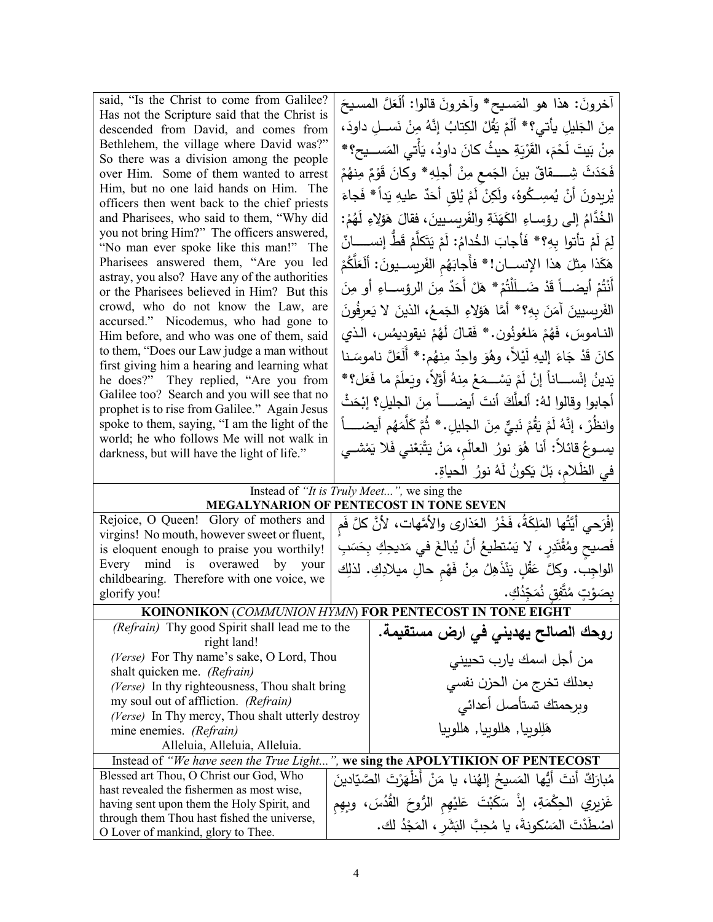said, "Is the Christ to come from Galilee? Has not the Scripture said that the Christ is descended from David, and comes from Bethlehem, the village where David was?" So there was a division among the people over Him. Some of them wanted to arrest Him, but no one laid hands on Him. The officers then went back to the chief priests and Pharisees, who said to them, "Why did you not bring Him?" The officers answered, "No man ever spoke like this man!" The Pharisees answered them, "Are you led astray, you also? Have any of the authorities or the Pharisees believed in Him? But this crowd, who do not know the Law, are accursed." Nicodemus, who had gone to Him before, and who was one of them, said to them, "Does our Law judge a man without first giving him a hearing and learning what he does?" They replied, "Are you from Galilee too? Search and you will see that no prophet is to rise from Galilee." Again Jesus spoke to them, saying, "I am the light of the world; he who follows Me will not walk in darkness, but will have the light of life."

آخرونَ: هذا هو المَسيح* وآخرونَ قالوا: أَلَعَلَّ المسيحَ مِنَ الجَليلِ يأتي؟* أَلَمْ يَقُلْ الكِتابُ إنَّهُ مِنْ نَسلِ داودَ، مِنْ بَيتَ لَحْمَ، القَرْيَةِ حيثُ كانَ داودُ، يَأْتي المَسيح؟* فَحَدَثَ شِقاقٌ بينَ الجَمعِ مِنْ أجلِهِ* وكانَ قَوْمٌ مِنهُمْ يُريدونَ أَنْ يُمسِكُوهُ، ولَكِنْ لَمْ يُلقِ أَحَدٌ عليهِ يَداً* فَجاءَ الخُدَّامُ إلى رؤساءِ الكَهَنَةِ والفَريسيينَ، فقالَ هَؤلاءِ لَهُمْ: لِمَ لَمْ تأتوا بِهِ؟* فَأجابَ الخُدامُ: لَمْ يَتَكَلَّمْ قَطُّ إنسانٌ هَكَذا مِثلَ هذا الإنسان!* فأَجابَهُم الفَريسيونَ: أَلَعَلَّكُمْ أَنْتُمْ أيضاً قَدْ ضَلَلْتُمْ* هَلْ أَحَدٌ مِنَ الرؤساءِ أو مِنَ الفَريسيينَ آمَنَ بِهِ؟* أَمَّا هَؤلاءِ الجَمعُ، الذينَ لا يَعرِفُونَ الناموسَ، فَهُمْ مَلعُونُون.* فَقالَ لَهُمْ نيقوديمُس، الذي كانَ قَدْ جَاءَ إليهِ لَيْلاً، وهُوَ واحِدٌ مِنهُم:* أَلَعَلَّ ناموسَنا يَدينُ إنْساناً إنْ لَمْ يَسْمَعْ مِنهُ أَوَّلاً، ويَعلَمْ ما فَعَل؟* أجابوا وقالوا لهُ: أَلعلَّكَ أنتَ أيضاً مِنَ الجليلِ؟ إبْحَثْ وانظُرْ، إنَّهُ لَمْ يَقُمْ نَبيٌّ مِنَ الجليلِ.* ثُمَّ كَلَّمَهُم أيضاً يسوعُ قائلاً: أنا هُوَ نورُ العالَمِ، مَنْ يَتْبَعْني فَلا يَمْشي في الظَلامِ، بَلْ يَكونُ لَهُ نورُ الحياةِ.

Instead of *"It is Truly Meet...",* we sing the
**MEGALYNARION OF PENTECOST IN TONE SEVEN**

Rejoice, O Queen! Glory of mothers and virgins! No mouth, however sweet or fluent, is eloquent enough to praise you worthily! Every mind is overawed by your childbearing. Therefore with one voice, we glorify you!

إفْرَحي أَيَّتُها المَلِكَةُ، فَخْرُ العَذارى والأُمَّهات، لأنَّ كلَّ فَمٍ فَصيحٍ ومُقْتَدِرٍ، لا يَسْتَطيعُ أَنْ يُبالِغَ في مَديحِكِ بِحَسَبِ الواجِب. وكلَّ عَقْلٍ يَنْذَهِلُ مِنْ فَهْمِ حالِ ميلادِكِ. لذلِك بِصَوْتٍ مُتَّفِقٍ نُمَجِّدُكِ.

**KOINONIKON** (*COMMUNION HYMN*) **FOR PENTECOST IN TONE EIGHT**

*(Refrain)* Thy good Spirit shall lead me to the right land!
*(Verse)* For Thy name's sake, O Lord, Thou shalt quicken me. *(Refrain)*
*(Verse)* In thy righteousness, Thou shalt bring my soul out of affliction. *(Refrain)*
*(Verse)* In Thy mercy, Thou shalt utterly destroy mine enemies. *(Refrain)*
Alleluia, Alleluia, Alleluia.

**روحك الصالح يهديني في ارض مستقيمة.**
من أجل اسمك يارب تحييني
بعدلك تخرج من الحزن نفسي
وبرحمتك تستأصل أعدائي
هَلِلويا, هللويا, هللويا

Instead of *"We have seen the True Light...",* **we sing the APOLYTIKION OF PENTECOST**

Blessed art Thou, O Christ our God, Who hast revealed the fishermen as most wise, having sent upon them the Holy Spirit, and through them Thou hast fished the universe, O Lover of mankind, glory to Thee.

مُبارَكٌ أَنتَ أيُّها المَسيحُ إلهُنا، يا مَنْ أَظْهَرْتَ الصَّيّادينَ غَزيري الحِكْمَةِ، إذْ سَكَبْتَ عَلَيْهِمِ الرُّوحَ القُدُسَ، وبِهِمِ اصْطَدْتَ المَسْكونةَ، يا مُحِبَّ البَشَرِ، المَجْدُ لك.